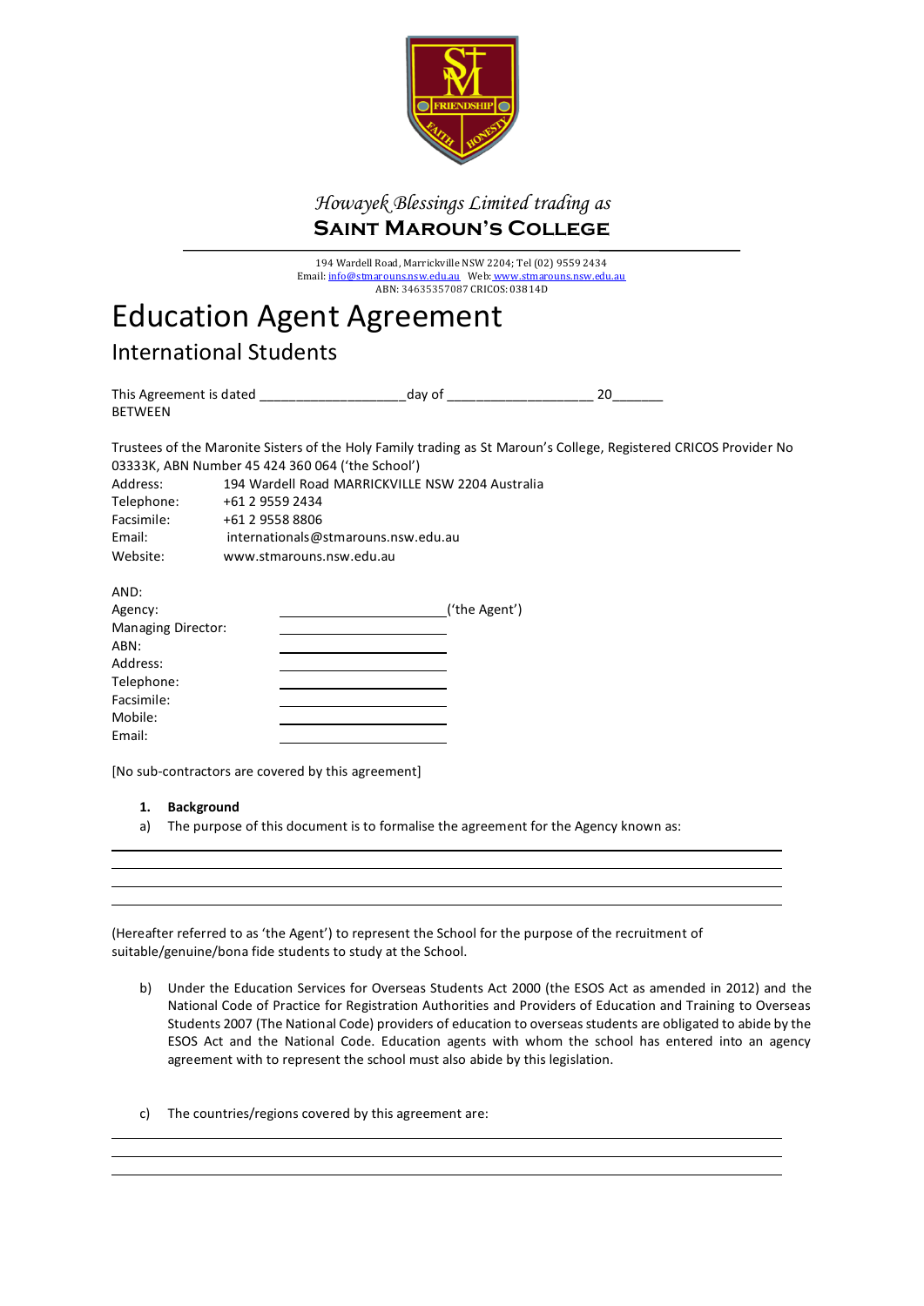*Howayek Blessings Limited trading as*

**SAINT MAROUN'S COLLEGE**

194 Wardell Road, Marrickville NSW 2204; Tel (02) 9559 2434
Email: info@stmarouns.nsw.edu.au Web: www.stmarouns.nsw.edu.au
ABN: 34635357087 CRICOS: 03814D

# Education Agent Agreement

## International Students

This Agreement is dated ___________________day of ___________________ 20_______
BETWEEN

Trustees of the Maronite Sisters of the Holy Family trading as St Maroun's College, Registered CRICOS Provider No 03333K, ABN Number 45 424 360 064 ('the School')

Address: 194 Wardell Road MARRICKVILLE NSW 2204 Australia
Telephone: +61 2 9559 2434
Facsimile: +61 2 9558 8806
Email: internationals@stmarouns.nsw.edu.au
Website: www.stmarouns.nsw.edu.au

AND:
Agency: ________________________('the Agent')
Managing Director: ________________________
ABN: ________________________
Address: ________________________
Telephone: ________________________
Facsimile: ________________________
Mobile: ________________________
Email: ________________________

[No sub-contractors are covered by this agreement]

**1. Background**

a) The purpose of this document is to formalise the agreement for the Agency known as:

________________________________________________________________________________
________________________________________________________________________________
________________________________________________________________________________
________________________________________________________________________________

(Hereafter referred to as 'the Agent') to represent the School for the purpose of the recruitment of suitable/genuine/bona fide students to study at the School.

b) Under the Education Services for Overseas Students Act 2000 (the ESOS Act as amended in 2012) and the National Code of Practice for Registration Authorities and Providers of Education and Training to Overseas Students 2007 (The National Code) providers of education to overseas students are obligated to abide by the ESOS Act and the National Code. Education agents with whom the school has entered into an agency agreement with to represent the school must also abide by this legislation.

c) The countries/regions covered by this agreement are:

________________________________________________________________________________
________________________________________________________________________________
________________________________________________________________________________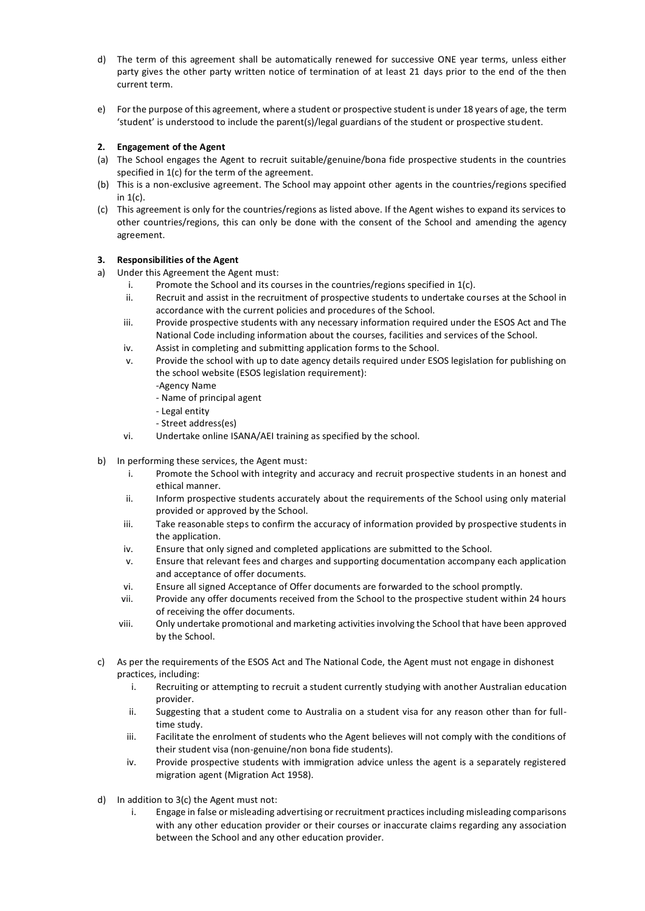d) The term of this agreement shall be automatically renewed for successive ONE year terms, unless either party gives the other party written notice of termination of at least 21 days prior to the end of the then current term.

e) For the purpose of this agreement, where a student or prospective student is under 18 years of age, the term 'student' is understood to include the parent(s)/legal guardians of the student or prospective student.

**2. Engagement of the Agent**

(a) The School engages the Agent to recruit suitable/genuine/bona fide prospective students in the countries specified in 1(c) for the term of the agreement.

(b) This is a non-exclusive agreement. The School may appoint other agents in the countries/regions specified in 1(c).

(c) This agreement is only for the countries/regions as listed above. If the Agent wishes to expand its services to other countries/regions, this can only be done with the consent of the School and amending the agency agreement.

**3. Responsibilities of the Agent**

a) Under this Agreement the Agent must:

   i. Promote the School and its courses in the countries/regions specified in 1(c).
   ii. Recruit and assist in the recruitment of prospective students to undertake courses at the School in accordance with the current policies and procedures of the School.
   iii. Provide prospective students with any necessary information required under the ESOS Act and The National Code including information about the courses, facilities and services of the School.
   iv. Assist in completing and submitting application forms to the School.
   v. Provide the school with up to date agency details required under ESOS legislation for publishing on the school website (ESOS legislation requirement):
      -Agency Name
      - Name of principal agent
      - Legal entity
      - Street address(es)
   vi. Undertake online ISANA/AEI training as specified by the school.

b) In performing these services, the Agent must:

   i. Promote the School with integrity and accuracy and recruit prospective students in an honest and ethical manner.
   ii. Inform prospective students accurately about the requirements of the School using only material provided or approved by the School.
   iii. Take reasonable steps to confirm the accuracy of information provided by prospective students in the application.
   iv. Ensure that only signed and completed applications are submitted to the School.
   v. Ensure that relevant fees and charges and supporting documentation accompany each application and acceptance of offer documents.
   vi. Ensure all signed Acceptance of Offer documents are forwarded to the school promptly.
   vii. Provide any offer documents received from the School to the prospective student within 24 hours of receiving the offer documents.
   viii. Only undertake promotional and marketing activities involving the School that have been approved by the School.

c) As per the requirements of the ESOS Act and The National Code, the Agent must not engage in dishonest practices, including:

   i. Recruiting or attempting to recruit a student currently studying with another Australian education provider.
   ii. Suggesting that a student come to Australia on a student visa for any reason other than for full-time study.
   iii. Facilitate the enrolment of students who the Agent believes will not comply with the conditions of their student visa (non-genuine/non bona fide students).
   iv. Provide prospective students with immigration advice unless the agent is a separately registered migration agent (Migration Act 1958).

d) In addition to 3(c) the Agent must not:

   i. Engage in false or misleading advertising or recruitment practices including misleading comparisons with any other education provider or their courses or inaccurate claims regarding any association between the School and any other education provider.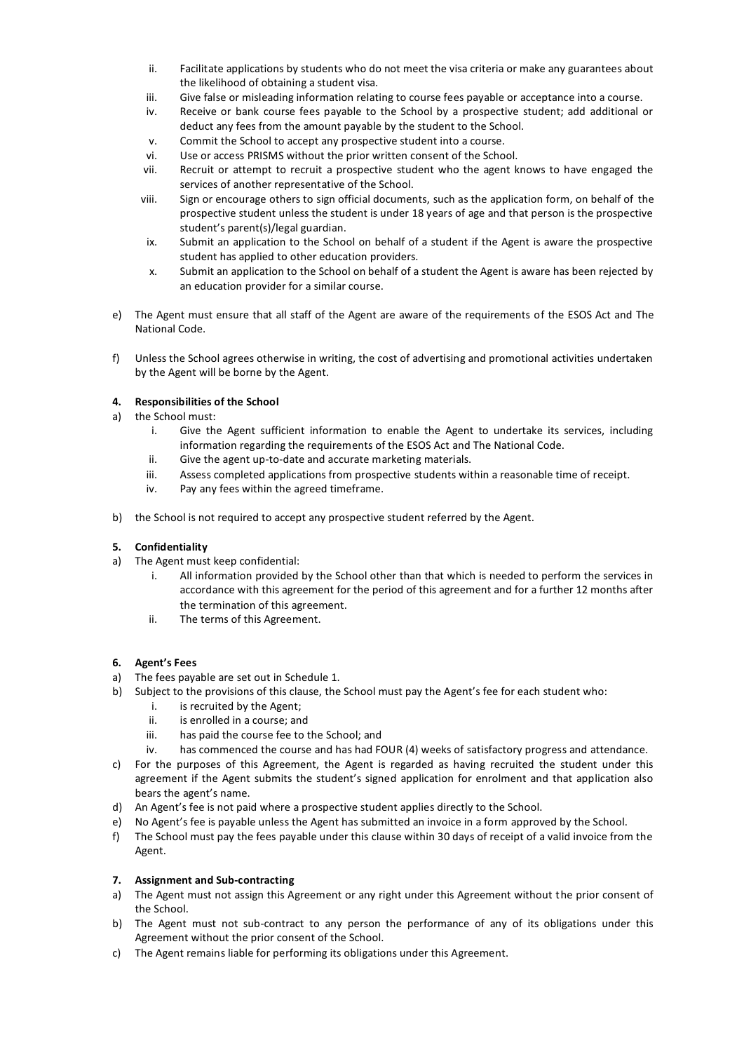ii. Facilitate applications by students who do not meet the visa criteria or make any guarantees about the likelihood of obtaining a student visa.
iii. Give false or misleading information relating to course fees payable or acceptance into a course.
iv. Receive or bank course fees payable to the School by a prospective student; add additional or deduct any fees from the amount payable by the student to the School.
v. Commit the School to accept any prospective student into a course.
vi. Use or access PRISMS without the prior written consent of the School.
vii. Recruit or attempt to recruit a prospective student who the agent knows to have engaged the services of another representative of the School.
viii. Sign or encourage others to sign official documents, such as the application form, on behalf of the prospective student unless the student is under 18 years of age and that person is the prospective student's parent(s)/legal guardian.
ix. Submit an application to the School on behalf of a student if the Agent is aware the prospective student has applied to other education providers.
x. Submit an application to the School on behalf of a student the Agent is aware has been rejected by an education provider for a similar course.

e) The Agent must ensure that all staff of the Agent are aware of the requirements of the ESOS Act and The National Code.

f) Unless the School agrees otherwise in writing, the cost of advertising and promotional activities undertaken by the Agent will be borne by the Agent.

**4. Responsibilities of the School**

a) the School must:
   i. Give the Agent sufficient information to enable the Agent to undertake its services, including information regarding the requirements of the ESOS Act and The National Code.
   ii. Give the agent up-to-date and accurate marketing materials.
   iii. Assess completed applications from prospective students within a reasonable time of receipt.
   iv. Pay any fees within the agreed timeframe.

b) the School is not required to accept any prospective student referred by the Agent.

**5. Confidentiality**

a) The Agent must keep confidential:
   i. All information provided by the School other than that which is needed to perform the services in accordance with this agreement for the period of this agreement and for a further 12 months after the termination of this agreement.
   ii. The terms of this Agreement.

**6. Agent's Fees**

a) The fees payable are set out in Schedule 1.
b) Subject to the provisions of this clause, the School must pay the Agent's fee for each student who:
   i. is recruited by the Agent;
   ii. is enrolled in a course; and
   iii. has paid the course fee to the School; and
   iv. has commenced the course and has had FOUR (4) weeks of satisfactory progress and attendance.
c) For the purposes of this Agreement, the Agent is regarded as having recruited the student under this agreement if the Agent submits the student's signed application for enrolment and that application also bears the agent's name.
d) An Agent's fee is not paid where a prospective student applies directly to the School.
e) No Agent's fee is payable unless the Agent has submitted an invoice in a form approved by the School.
f) The School must pay the fees payable under this clause within 30 days of receipt of a valid invoice from the Agent.

**7. Assignment and Sub-contracting**

a) The Agent must not assign this Agreement or any right under this Agreement without the prior consent of the School.
b) The Agent must not sub-contract to any person the performance of any of its obligations under this Agreement without the prior consent of the School.
c) The Agent remains liable for performing its obligations under this Agreement.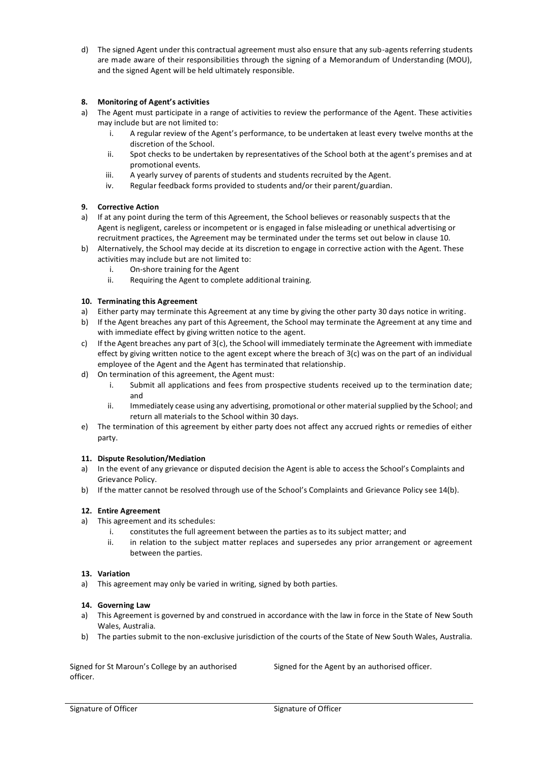d) The signed Agent under this contractual agreement must also ensure that any sub-agents referring students are made aware of their responsibilities through the signing of a Memorandum of Understanding (MOU), and the signed Agent will be held ultimately responsible.

**8. Monitoring of Agent's activities**

a) The Agent must participate in a range of activities to review the performance of the Agent. These activities may include but are not limited to:
   i. A regular review of the Agent's performance, to be undertaken at least every twelve months at the discretion of the School.
   ii. Spot checks to be undertaken by representatives of the School both at the agent's premises and at promotional events.
   iii. A yearly survey of parents of students and students recruited by the Agent.
   iv. Regular feedback forms provided to students and/or their parent/guardian.

**9. Corrective Action**

a) If at any point during the term of this Agreement, the School believes or reasonably suspects that the Agent is negligent, careless or incompetent or is engaged in false misleading or unethical advertising or recruitment practices, the Agreement may be terminated under the terms set out below in clause 10.
b) Alternatively, the School may decide at its discretion to engage in corrective action with the Agent. These activities may include but are not limited to:
   i. On-shore training for the Agent
   ii. Requiring the Agent to complete additional training.

**10. Terminating this Agreement**

a) Either party may terminate this Agreement at any time by giving the other party 30 days notice in writing.
b) If the Agent breaches any part of this Agreement, the School may terminate the Agreement at any time and with immediate effect by giving written notice to the agent.
c) If the Agent breaches any part of 3(c), the School will immediately terminate the Agreement with immediate effect by giving written notice to the agent except where the breach of 3(c) was on the part of an individual employee of the Agent and the Agent has terminated that relationship.
d) On termination of this agreement, the Agent must:
   i. Submit all applications and fees from prospective students received up to the termination date; and
   ii. Immediately cease using any advertising, promotional or other material supplied by the School; and return all materials to the School within 30 days.
e) The termination of this agreement by either party does not affect any accrued rights or remedies of either party.

**11. Dispute Resolution/Mediation**

a) In the event of any grievance or disputed decision the Agent is able to access the School's Complaints and Grievance Policy.
b) If the matter cannot be resolved through use of the School's Complaints and Grievance Policy see 14(b).

**12. Entire Agreement**

a) This agreement and its schedules:
   i. constitutes the full agreement between the parties as to its subject matter; and
   ii. in relation to the subject matter replaces and supersedes any prior arrangement or agreement between the parties.

**13. Variation**

a) This agreement may only be varied in writing, signed by both parties.

**14. Governing Law**

a) This Agreement is governed by and construed in accordance with the law in force in the State of New South Wales, Australia.
b) The parties submit to the non-exclusive jurisdiction of the courts of the State of New South Wales, Australia.

| Signed for St Maroun's College by an authorised officer. | Signed for the Agent by an authorised officer. |
| --- | --- |
| Signature of Officer | Signature of Officer |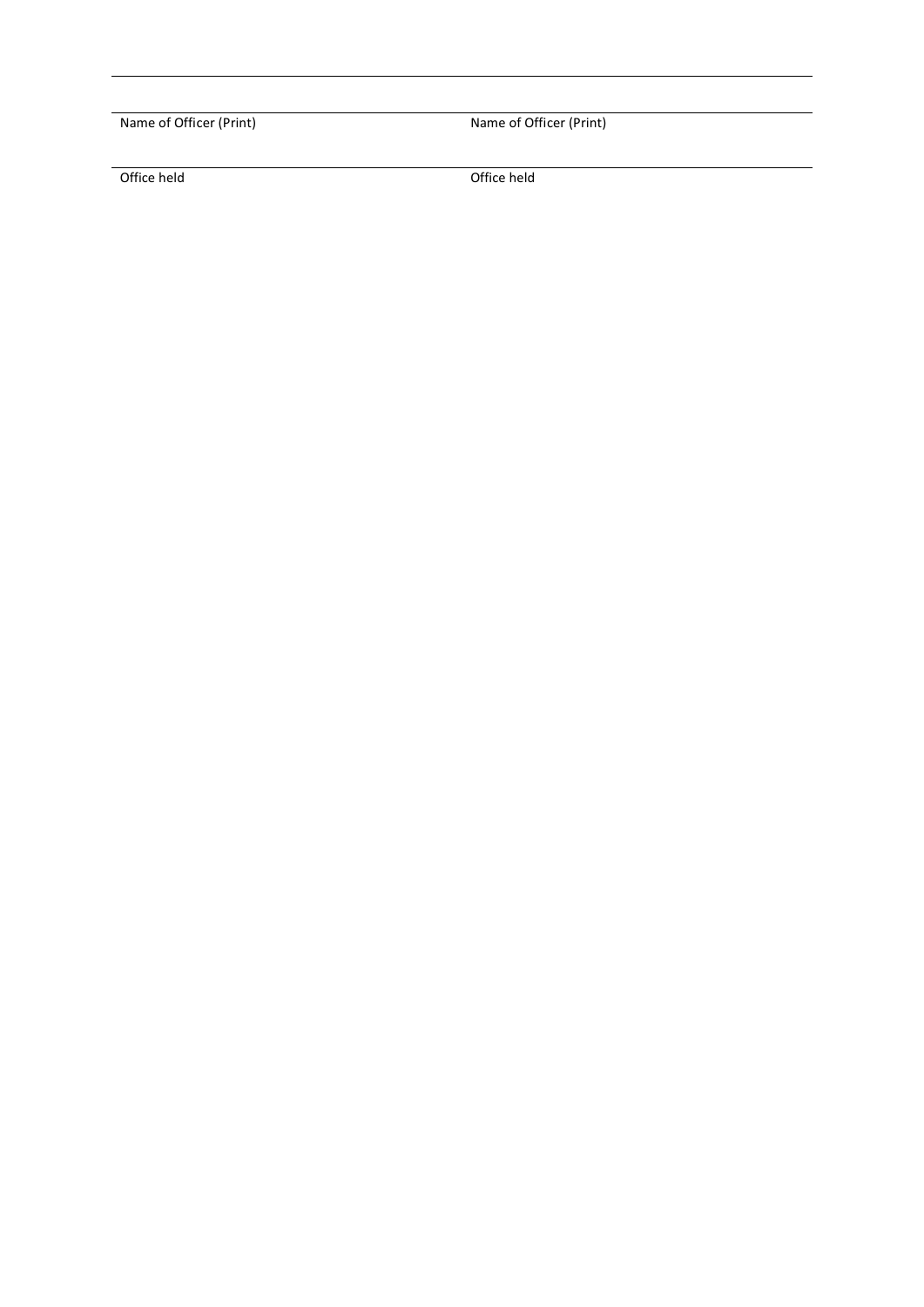| | |
|---|---|
| Name of Officer (Print) | Name of Officer (Print) |
| Office held | Office held |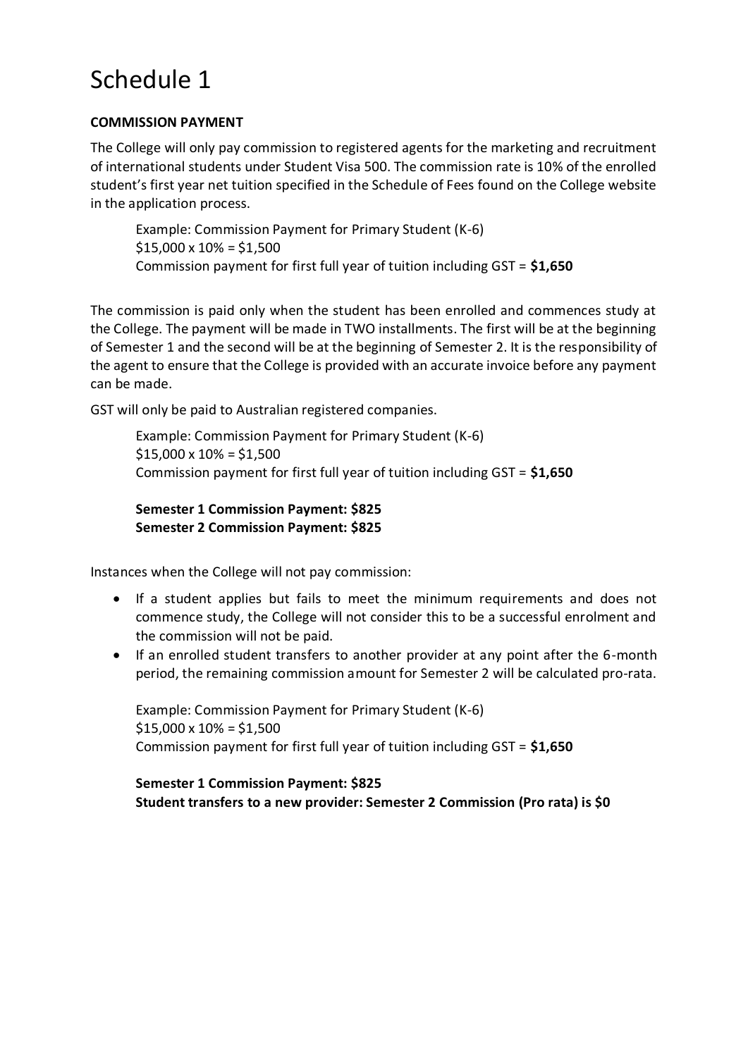# Schedule 1

**COMMISSION PAYMENT**

The College will only pay commission to registered agents for the marketing and recruitment of international students under Student Visa 500. The commission rate is 10% of the enrolled student's first year net tuition specified in the Schedule of Fees found on the College website in the application process.

> Example: Commission Payment for Primary Student (K-6)
> $15,000 x 10% = $1,500
> Commission payment for first full year of tuition including GST = **$1,650**

The commission is paid only when the student has been enrolled and commences study at the College. The payment will be made in TWO installments. The first will be at the beginning of Semester 1 and the second will be at the beginning of Semester 2. It is the responsibility of the agent to ensure that the College is provided with an accurate invoice before any payment can be made.

GST will only be paid to Australian registered companies.

> Example: Commission Payment for Primary Student (K-6)
> $15,000 x 10% = $1,500
> Commission payment for first full year of tuition including GST = **$1,650**
>
> **Semester 1 Commission Payment: $825**
> **Semester 2 Commission Payment: $825**

Instances when the College will not pay commission:

- If a student applies but fails to meet the minimum requirements and does not commence study, the College will not consider this to be a successful enrolment and the commission will not be paid.
- If an enrolled student transfers to another provider at any point after the 6-month period, the remaining commission amount for Semester 2 will be calculated pro-rata.

> Example: Commission Payment for Primary Student (K-6)
> $15,000 x 10% = $1,500
> Commission payment for first full year of tuition including GST = **$1,650**
>
> **Semester 1 Commission Payment: $825**
> **Student transfers to a new provider: Semester 2 Commission (Pro rata) is $0**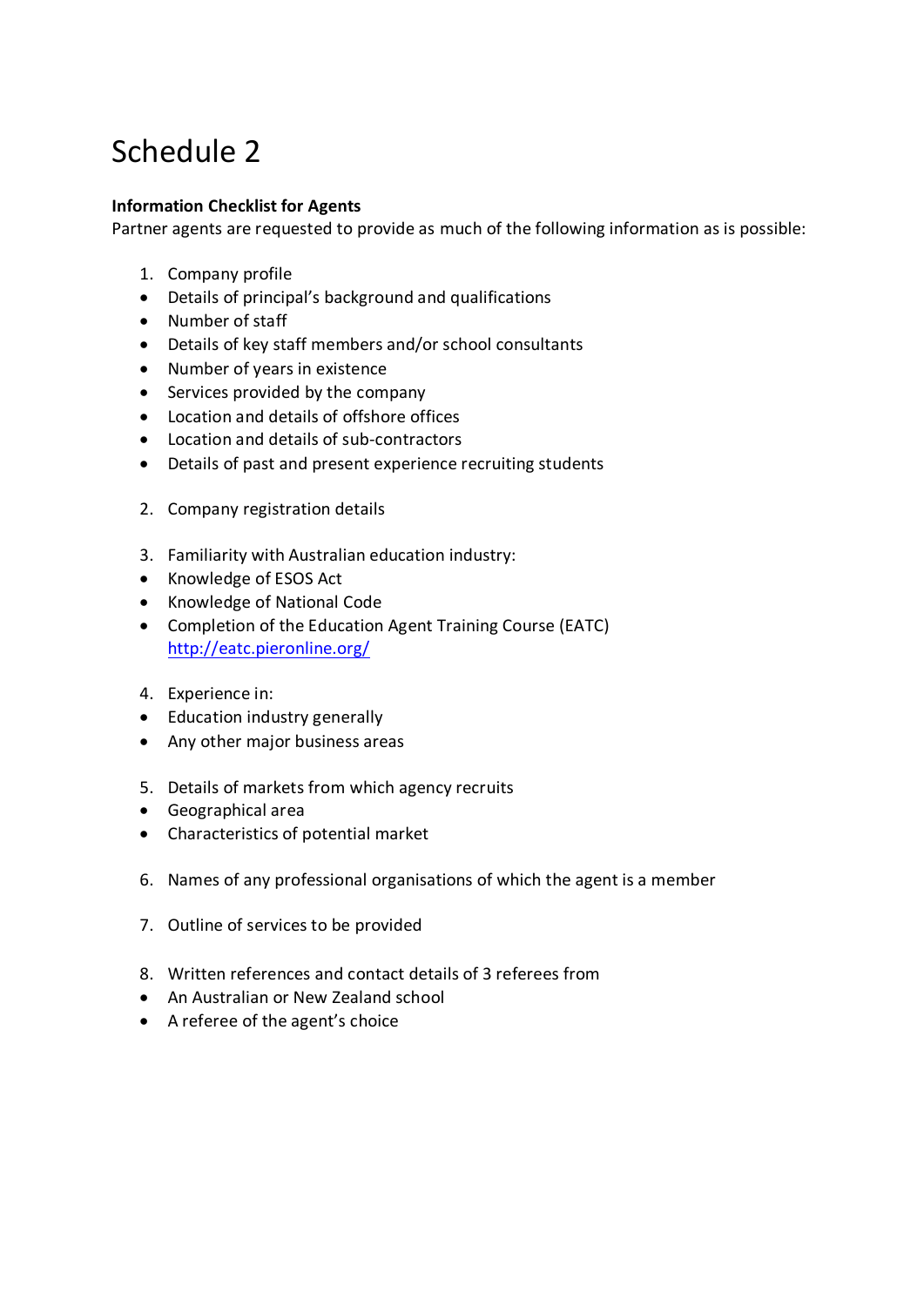# Schedule 2

**Information Checklist for Agents**

Partner agents are requested to provide as much of the following information as is possible:

1. Company profile

- Details of principal's background and qualifications
- Number of staff
- Details of key staff members and/or school consultants
- Number of years in existence
- Services provided by the company
- Location and details of offshore offices
- Location and details of sub-contractors
- Details of past and present experience recruiting students

2. Company registration details

3. Familiarity with Australian education industry:

- Knowledge of ESOS Act
- Knowledge of National Code
- Completion of the Education Agent Training Course (EATC) http://eatc.pieronline.org/

4. Experience in:

- Education industry generally
- Any other major business areas

5. Details of markets from which agency recruits

- Geographical area
- Characteristics of potential market

6. Names of any professional organisations of which the agent is a member

7. Outline of services to be provided

8. Written references and contact details of 3 referees from

- An Australian or New Zealand school
- A referee of the agent's choice